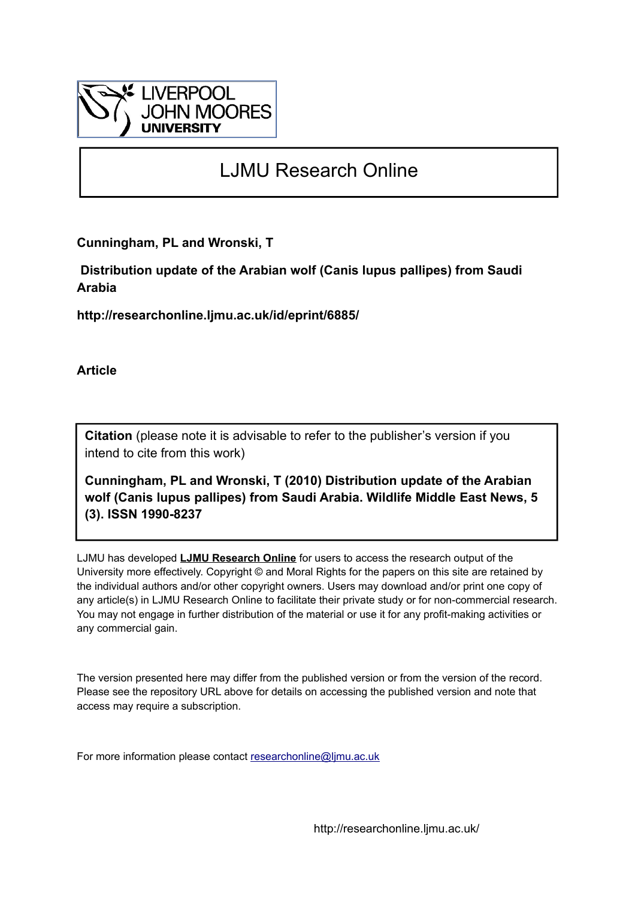LIVERPOOL JOHN MOORES UNIVERSITY

# LJMU Research Online

**Cunningham, PL and Wronski, T**

**Distribution update of the Arabian wolf (Canis lupus pallipes) from Saudi Arabia**

**http://researchonline.ljmu.ac.uk/id/eprint/6885/**

**Article**

**Citation** (please note it is advisable to refer to the publisher's version if you intend to cite from this work)

**Cunningham, PL and Wronski, T (2010) Distribution update of the Arabian wolf (Canis lupus pallipes) from Saudi Arabia. Wildlife Middle East News, 5 (3). ISSN 1990-8237**

LJMU has developed **LJMU Research Online** for users to access the research output of the University more effectively. Copyright © and Moral Rights for the papers on this site are retained by the individual authors and/or other copyright owners. Users may download and/or print one copy of any article(s) in LJMU Research Online to facilitate their private study or for non-commercial research. You may not engage in further distribution of the material or use it for any profit-making activities or any commercial gain.

The version presented here may differ from the published version or from the version of the record. Please see the repository URL above for details on accessing the published version and note that access may require a subscription.

For more information please contact researchonline@ljmu.ac.uk

http://researchonline.ljmu.ac.uk/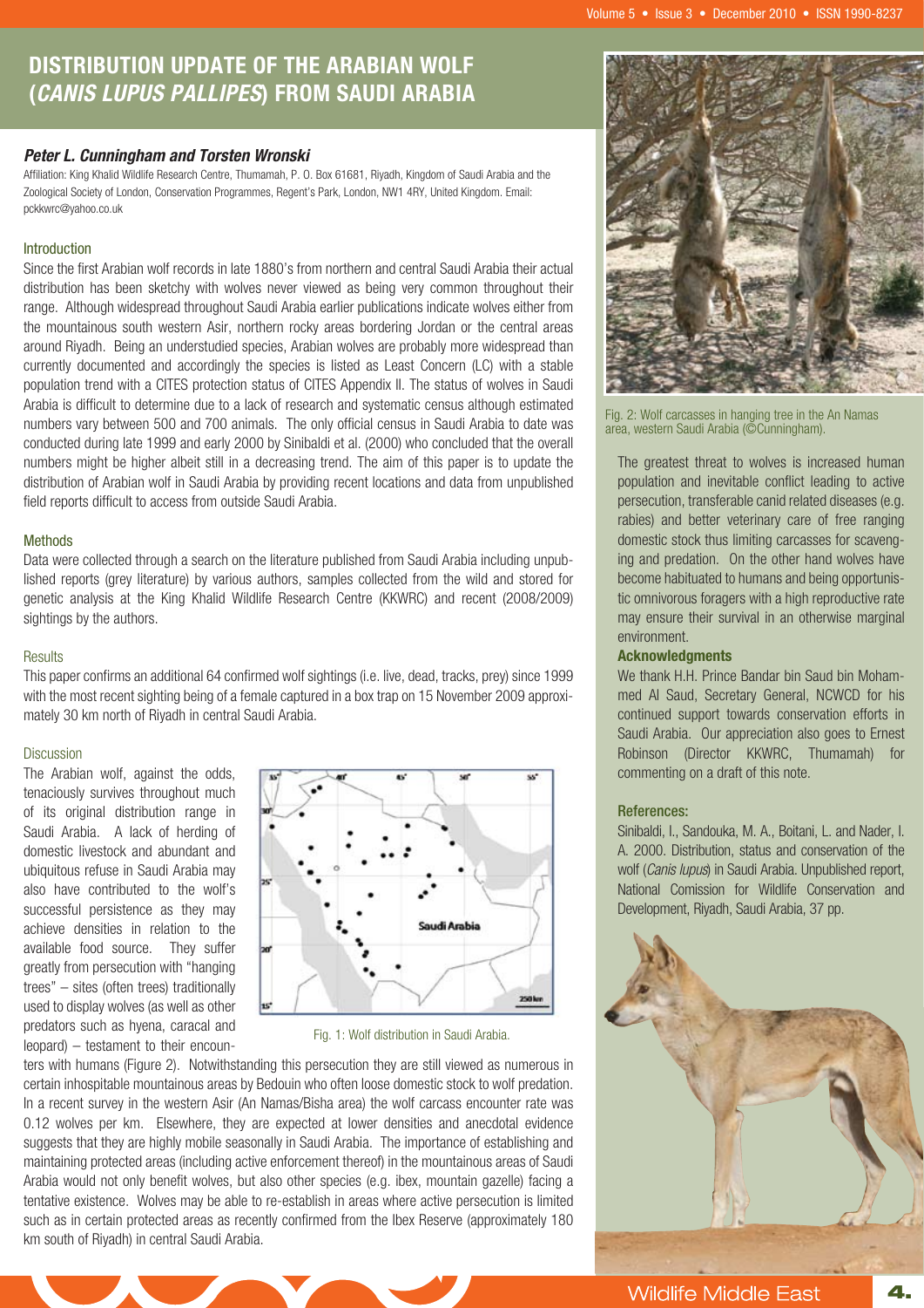# DISTRIBUTION UPDATE OF THE ARABIAN WOLF (*CANIS LUPUS PALLIPES*) FROM SAUDI ARABIA

***Peter L. Cunningham and Torsten Wronski***

Affiliation: King Khalid Wildlife Research Centre, Thumamah, P. O. Box 61681, Riyadh, Kingdom of Saudi Arabia and the Zoological Society of London, Conservation Programmes, Regent's Park, London, NW1 4RY, United Kingdom. Email: pckkwrc@yahoo.co.uk

## Introduction

Since the first Arabian wolf records in late 1880's from northern and central Saudi Arabia their actual distribution has been sketchy with wolves never viewed as being very common throughout their range. Although widespread throughout Saudi Arabia earlier publications indicate wolves either from the mountainous south western Asir, northern rocky areas bordering Jordan or the central areas around Riyadh. Being an understudied species, Arabian wolves are probably more widespread than currently documented and accordingly the species is listed as Least Concern (LC) with a stable population trend with a CITES protection status of CITES Appendix II. The status of wolves in Saudi Arabia is difficult to determine due to a lack of research and systematic census although estimated numbers vary between 500 and 700 animals. The only official census in Saudi Arabia to date was conducted during late 1999 and early 2000 by Sinibaldi et al. (2000) who concluded that the overall numbers might be higher albeit still in a decreasing trend. The aim of this paper is to update the distribution of Arabian wolf in Saudi Arabia by providing recent locations and data from unpublished field reports difficult to access from outside Saudi Arabia.

## Methods

Data were collected through a search on the literature published from Saudi Arabia including unpublished reports (grey literature) by various authors, samples collected from the wild and stored for genetic analysis at the King Khalid Wildlife Research Centre (KKWRC) and recent (2008/2009) sightings by the authors.

## Results

This paper confirms an additional 64 confirmed wolf sightings (i.e. live, dead, tracks, prey) since 1999 with the most recent sighting being of a female captured in a box trap on 15 November 2009 approximately 30 km north of Riyadh in central Saudi Arabia.

## Discussion

The Arabian wolf, against the odds, tenaciously survives throughout much of its original distribution range in Saudi Arabia. A lack of herding of domestic livestock and abundant and ubiquitous refuse in Saudi Arabia may also have contributed to the wolf's successful persistence as they may achieve densities in relation to the available food source. They suffer greatly from persecution with "hanging trees" – sites (often trees) traditionally used to display wolves (as well as other predators such as hyena, caracal and leopard) – testament to their encounters with humans (Figure 2). Notwithstanding this persecution they are still viewed as numerous in certain inhospitable mountainous areas by Bedouin who often loose domestic stock to wolf predation. In a recent survey in the western Asir (An Namas/Bisha area) the wolf carcass encounter rate was 0.12 wolves per km. Elsewhere, they are expected at lower densities and anecdotal evidence suggests that they are highly mobile seasonally in Saudi Arabia. The importance of establishing and maintaining protected areas (including active enforcement thereof) in the mountainous areas of Saudi Arabia would not only benefit wolves, but also other species (e.g. ibex, mountain gazelle) facing a tentative existence. Wolves may be able to re-establish in areas where active persecution is limited such as in certain protected areas as recently confirmed from the Ibex Reserve (approximately 180 km south of Riyadh) in central Saudi Arabia.

35° 40° 45° 50° 55°
30° 25° 20° 15°
Saudi Arabia
250 km

Fig. 1: Wolf distribution in Saudi Arabia.

Fig. 2: Wolf carcasses in hanging tree in the An Namas area, western Saudi Arabia (©Cunningham).

The greatest threat to wolves is increased human population and inevitable conflict leading to active persecution, transferable canid related diseases (e.g. rabies) and better veterinary care of free ranging domestic stock thus limiting carcasses for scavenging and predation. On the other hand wolves have become habituated to humans and being opportunistic omnivorous foragers with a high reproductive rate may ensure their survival in an otherwise marginal environment.

### Acknowledgments

We thank H.H. Prince Bandar bin Saud bin Mohammed Al Saud, Secretary General, NCWCD for his continued support towards conservation efforts in Saudi Arabia. Our appreciation also goes to Ernest Robinson (Director KKWRC, Thumamah) for commenting on a draft of this note.

### References:

Sinibaldi, I., Sandouka, M. A., Boitani, L. and Nader, I. A. 2000. Distribution, status and conservation of the wolf (*Canis lupus*) in Saudi Arabia. Unpublished report, National Comission for Wildlife Conservation and Development, Riyadh, Saudi Arabia, 37 pp.